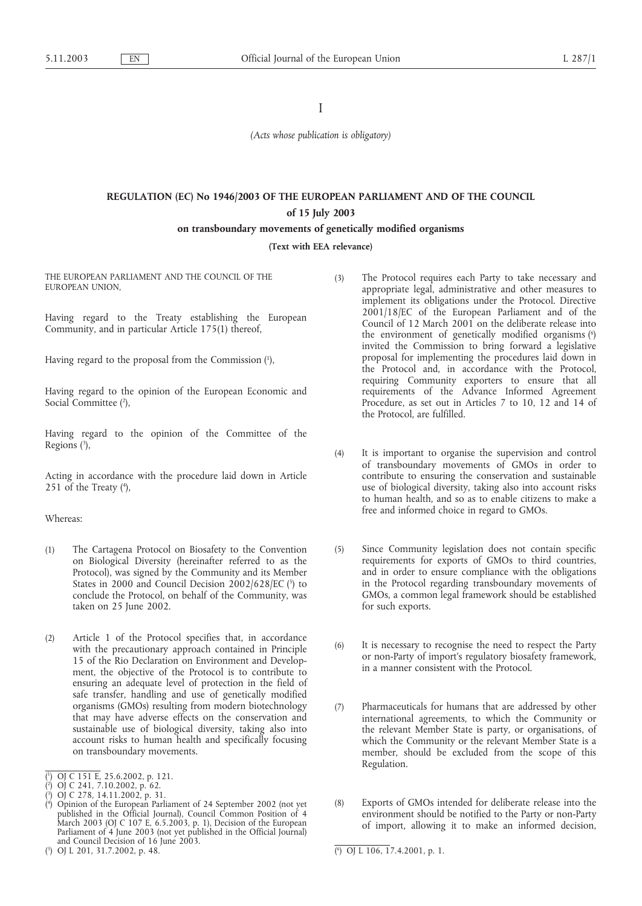I

*(Acts whose publication is obligatory)*

# REGULATION (EC) No 1946/2003 OF THE EUROPEAN PARLIAMENT AND OF THE COUNCIL

## of 15 July 2003

## on transboundary movements of genetically modified organisms

**(Text with EEA relevance)**

THE EUROPEAN PARLIAMENT AND THE COUNCIL OF THE EUROPEAN UNION,

Having regard to the Treaty establishing the European Community, and in particular Article 175(1) thereof,

Having regard to the proposal from the Commission [1],

Having regard to the opinion of the European Economic and Social Committee [2],

Having regard to the opinion of the Committee of the Regions [3],

Acting in accordance with the procedure laid down in Article 251 of the Treaty [4],

Whereas:

(1) The Cartagena Protocol on Biosafety to the Convention on Biological Diversity (hereinafter referred to as the Protocol), was signed by the Community and its Member States in 2000 and Council Decision 2002/628/EC [5] to conclude the Protocol, on behalf of the Community, was taken on 25 June 2002.

(2) Article 1 of the Protocol specifies that, in accordance with the precautionary approach contained in Principle 15 of the Rio Declaration on Environment and Development, the objective of the Protocol is to contribute to ensuring an adequate level of protection in the field of safe transfer, handling and use of genetically modified organisms (GMOs) resulting from modern biotechnology that may have adverse effects on the conservation and sustainable use of biological diversity, taking also into account risks to human health and specifically focusing on transboundary movements.

(3) The Protocol requires each Party to take necessary and appropriate legal, administrative and other measures to implement its obligations under the Protocol. Directive 2001/18/EC of the European Parliament and of the Council of 12 March 2001 on the deliberate release into the environment of genetically modified organisms [6] invited the Commission to bring forward a legislative proposal for implementing the procedures laid down in the Protocol and, in accordance with the Protocol, requiring Community exporters to ensure that all requirements of the Advance Informed Agreement Procedure, as set out in Articles 7 to 10, 12 and 14 of the Protocol, are fulfilled.

(4) It is important to organise the supervision and control of transboundary movements of GMOs in order to contribute to ensuring the conservation and sustainable use of biological diversity, taking also into account risks to human health, and so as to enable citizens to make a free and informed choice in regard to GMOs.

(5) Since Community legislation does not contain specific requirements for exports of GMOs to third countries, and in order to ensure compliance with the obligations in the Protocol regarding transboundary movements of GMOs, a common legal framework should be established for such exports.

(6) It is necessary to recognise the need to respect the Party or non-Party of import's regulatory biosafety framework, in a manner consistent with the Protocol.

(7) Pharmaceuticals for humans that are addressed by other international agreements, to which the Community or the relevant Member State is party, or organisations, of which the Community or the relevant Member State is a member, should be excluded from the scope of this Regulation.

(8) Exports of GMOs intended for deliberate release into the environment should be notified to the Party or non-Party of import, allowing it to make an informed decision,

---

[1] OJ C 151 E, 25.6.2002, p. 121.

[2] OJ C 241, 7.10.2002, p. 62.

[3] OJ C 278, 14.11.2002, p. 31.

[4] Opinion of the European Parliament of 24 September 2002 (not yet published in the Official Journal), Council Common Position of 4 March 2003 (OJ C 107 E, 6.5.2003, p. 1), Decision of the European Parliament of 4 June 2003 (not yet published in the Official Journal) and Council Decision of 16 June 2003.

[5] OJ L 201, 31.7.2002, p. 48.

[6] OJ L 106, 17.4.2001, p. 1.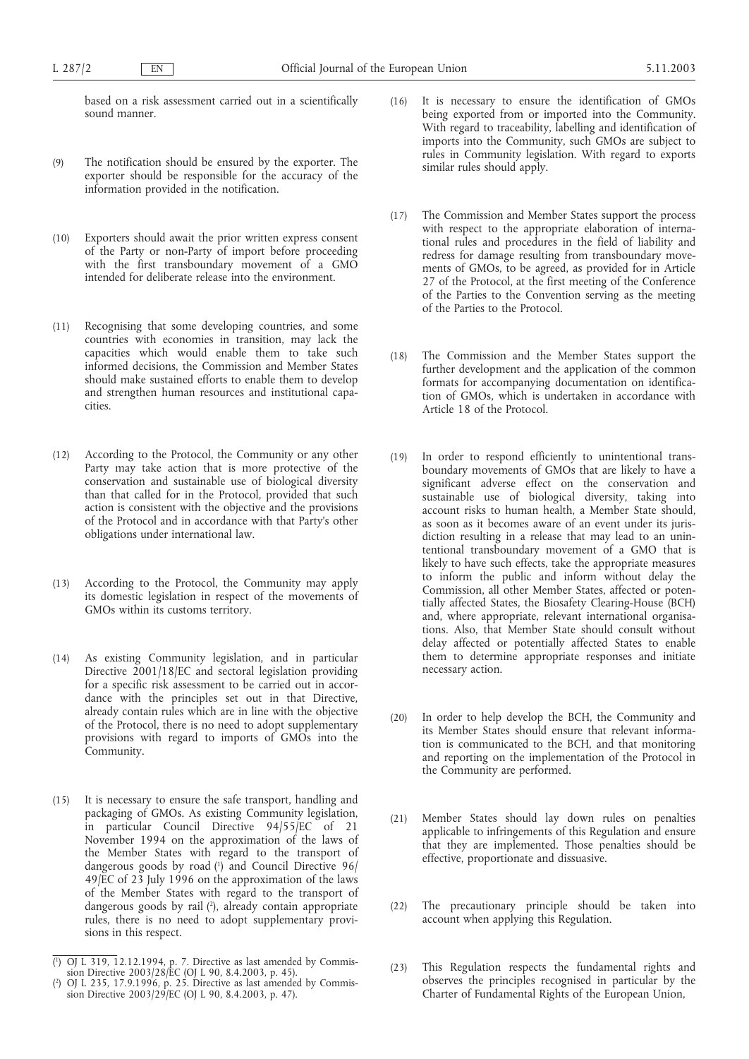based on a risk assessment carried out in a scientifically sound manner.

(9) The notification should be ensured by the exporter. The exporter should be responsible for the accuracy of the information provided in the notification.

(10) Exporters should await the prior written express consent of the Party or non-Party of import before proceeding with the first transboundary movement of a GMO intended for deliberate release into the environment.

(11) Recognising that some developing countries, and some countries with economies in transition, may lack the capacities which would enable them to take such informed decisions, the Commission and Member States should make sustained efforts to enable them to develop and strengthen human resources and institutional capacities.

(12) According to the Protocol, the Community or any other Party may take action that is more protective of the conservation and sustainable use of biological diversity than that called for in the Protocol, provided that such action is consistent with the objective and the provisions of the Protocol and in accordance with that Party's other obligations under international law.

(13) According to the Protocol, the Community may apply its domestic legislation in respect of the movements of GMOs within its customs territory.

(14) As existing Community legislation, and in particular Directive 2001/18/EC and sectoral legislation providing for a specific risk assessment to be carried out in accordance with the principles set out in that Directive, already contain rules which are in line with the objective of the Protocol, there is no need to adopt supplementary provisions with regard to imports of GMOs into the Community.

(15) It is necessary to ensure the safe transport, handling and packaging of GMOs. As existing Community legislation, in particular Council Directive 94/55/EC of 21 November 1994 on the approximation of the laws of the Member States with regard to the transport of dangerous goods by road [1] and Council Directive 96/49/EC of 23 July 1996 on the approximation of the laws of the Member States with regard to the transport of dangerous goods by rail [2], already contain appropriate rules, there is no need to adopt supplementary provisions in this respect.

(16) It is necessary to ensure the identification of GMOs being exported from or imported into the Community. With regard to traceability, labelling and identification of imports into the Community, such GMOs are subject to rules in Community legislation. With regard to exports similar rules should apply.

(17) The Commission and Member States support the process with respect to the appropriate elaboration of international rules and procedures in the field of liability and redress for damage resulting from transboundary movements of GMOs, to be agreed, as provided for in Article 27 of the Protocol, at the first meeting of the Conference of the Parties to the Convention serving as the meeting of the Parties to the Protocol.

(18) The Commission and the Member States support the further development and the application of the common formats for accompanying documentation on identification of GMOs, which is undertaken in accordance with Article 18 of the Protocol.

(19) In order to respond efficiently to unintentional transboundary movements of GMOs that are likely to have a significant adverse effect on the conservation and sustainable use of biological diversity, taking into account risks to human health, a Member State should, as soon as it becomes aware of an event under its jurisdiction resulting in a release that may lead to an unintentional transboundary movement of a GMO that is likely to have such effects, take the appropriate measures to inform the public and inform without delay the Commission, all other Member States, affected or potentially affected States, the Biosafety Clearing-House (BCH) and, where appropriate, relevant international organisations. Also, that Member State should consult without delay affected or potentially affected States to enable them to determine appropriate responses and initiate necessary action.

(20) In order to help develop the BCH, the Community and its Member States should ensure that relevant information is communicated to the BCH, and that monitoring and reporting on the implementation of the Protocol in the Community are performed.

(21) Member States should lay down rules on penalties applicable to infringements of this Regulation and ensure that they are implemented. Those penalties should be effective, proportionate and dissuasive.

(22) The precautionary principle should be taken into account when applying this Regulation.

(23) This Regulation respects the fundamental rights and observes the principles recognised in particular by the Charter of Fundamental Rights of the European Union,

---

[1] OJ L 319, 12.12.1994, p. 7. Directive as last amended by Commission Directive 2003/28/EC (OJ L 90, 8.4.2003, p. 45).

[2] OJ L 235, 17.9.1996, p. 25. Directive as last amended by Commission Directive 2003/29/EC (OJ L 90, 8.4.2003, p. 47).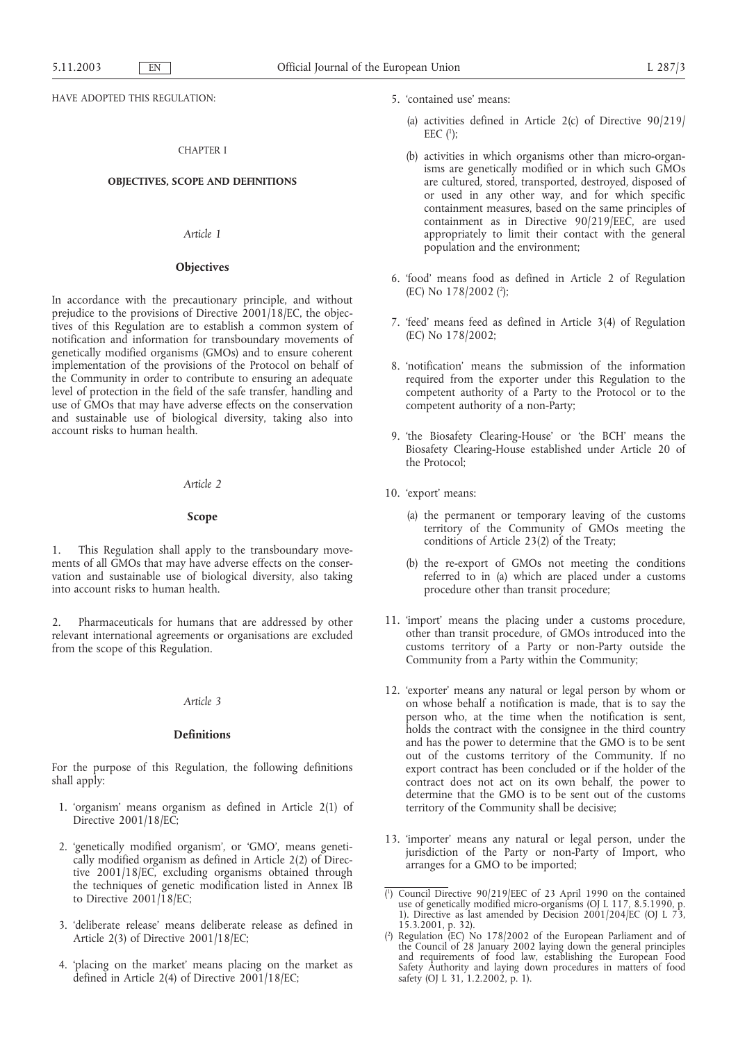HAVE ADOPTED THIS REGULATION:

## CHAPTER I

## OBJECTIVES, SCOPE AND DEFINITIONS

### *Article 1*

### Objectives

In accordance with the precautionary principle, and without prejudice to the provisions of Directive 2001/18/EC, the objectives of this Regulation are to establish a common system of notification and information for transboundary movements of genetically modified organisms (GMOs) and to ensure coherent implementation of the provisions of the Protocol on behalf of the Community in order to contribute to ensuring an adequate level of protection in the field of the safe transfer, handling and use of GMOs that may have adverse effects on the conservation and sustainable use of biological diversity, taking also into account risks to human health.

### *Article 2*

### Scope

1. This Regulation shall apply to the transboundary movements of all GMOs that may have adverse effects on the conservation and sustainable use of biological diversity, also taking into account risks to human health.

2. Pharmaceuticals for humans that are addressed by other relevant international agreements or organisations are excluded from the scope of this Regulation.

### *Article 3*

### Definitions

For the purpose of this Regulation, the following definitions shall apply:

1. 'organism' means organism as defined in Article 2(1) of Directive 2001/18/EC;

2. 'genetically modified organism', or 'GMO', means genetically modified organism as defined in Article 2(2) of Directive 2001/18/EC, excluding organisms obtained through the techniques of genetic modification listed in Annex IB to Directive 2001/18/EC;

3. 'deliberate release' means deliberate release as defined in Article 2(3) of Directive 2001/18/EC;

4. 'placing on the market' means placing on the market as defined in Article 2(4) of Directive 2001/18/EC;

5. 'contained use' means:

   (a) activities defined in Article 2(c) of Directive 90/219/EEC [1];

   (b) activities in which organisms other than micro-organisms are genetically modified or in which such GMOs are cultured, stored, transported, destroyed, disposed of or used in any other way, and for which specific containment measures, based on the same principles of containment as in Directive 90/219/EEC, are used appropriately to limit their contact with the general population and the environment;

6. 'food' means food as defined in Article 2 of Regulation (EC) No 178/2002 [2];

7. 'feed' means feed as defined in Article 3(4) of Regulation (EC) No 178/2002;

8. 'notification' means the submission of the information required from the exporter under this Regulation to the competent authority of a Party to the Protocol or to the competent authority of a non-Party;

9. 'the Biosafety Clearing-House' or 'the BCH' means the Biosafety Clearing-House established under Article 20 of the Protocol;

10. 'export' means:

    (a) the permanent or temporary leaving of the customs territory of the Community of GMOs meeting the conditions of Article 23(2) of the Treaty;

    (b) the re-export of GMOs not meeting the conditions referred to in (a) which are placed under a customs procedure other than transit procedure;

11. 'import' means the placing under a customs procedure, other than transit procedure, of GMOs introduced into the customs territory of a Party or non-Party outside the Community from a Party within the Community;

12. 'exporter' means any natural or legal person by whom or on whose behalf a notification is made, that is to say the person who, at the time when the notification is sent, holds the contract with the consignee in the third country and has the power to determine that the GMO is to be sent out of the customs territory of the Community. If no export contract has been concluded or if the holder of the contract does not act on its own behalf, the power to determine that the GMO is to be sent out of the customs territory of the Community shall be decisive;

13. 'importer' means any natural or legal person, under the jurisdiction of the Party or non-Party of Import, who arranges for a GMO to be imported;

---

[1] Council Directive 90/219/EEC of 23 April 1990 on the contained use of genetically modified micro-organisms (OJ L 117, 8.5.1990, p. 1). Directive as last amended by Decision 2001/204/EC (OJ L 73, 15.3.2001, p. 32).

[2] Regulation (EC) No 178/2002 of the European Parliament and of the Council of 28 January 2002 laying down the general principles and requirements of food law, establishing the European Food Safety Authority and laying down procedures in matters of food safety (OJ L 31, 1.2.2002, p. 1).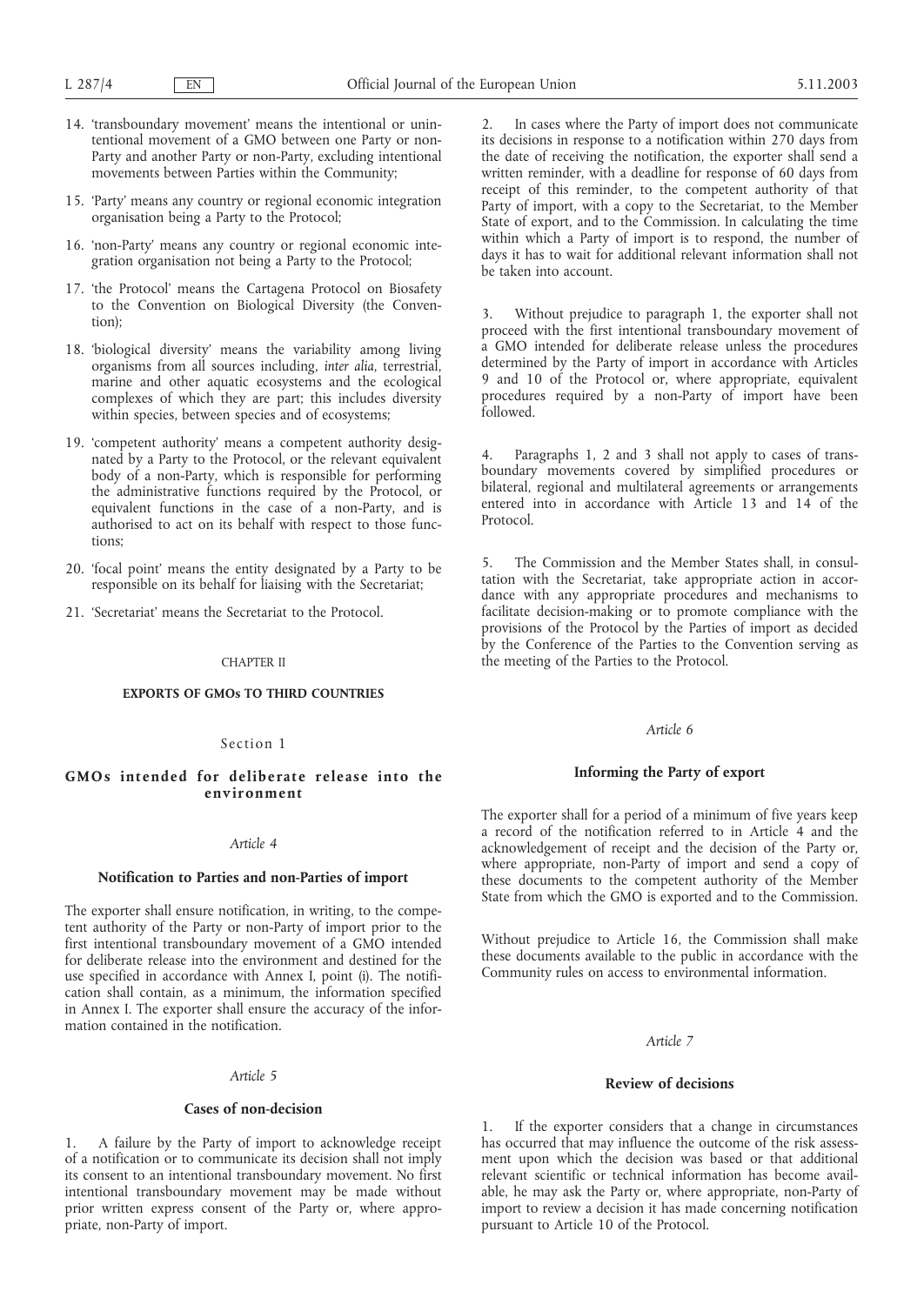14. 'transboundary movement' means the intentional or unintentional movement of a GMO between one Party or non-Party and another Party or non-Party, excluding intentional movements between Parties within the Community;

15. 'Party' means any country or regional economic integration organisation being a Party to the Protocol;

16. 'non-Party' means any country or regional economic integration organisation not being a Party to the Protocol;

17. 'the Protocol' means the Cartagena Protocol on Biosafety to the Convention on Biological Diversity (the Convention);

18. 'biological diversity' means the variability among living organisms from all sources including, *inter alia*, terrestrial, marine and other aquatic ecosystems and the ecological complexes of which they are part; this includes diversity within species, between species and of ecosystems;

19. 'competent authority' means a competent authority designated by a Party to the Protocol, or the relevant equivalent body of a non-Party, which is responsible for performing the administrative functions required by the Protocol, or equivalent functions in the case of a non-Party, and is authorised to act on its behalf with respect to those functions;

20. 'focal point' means the entity designated by a Party to be responsible on its behalf for liaising with the Secretariat;

21. 'Secretariat' means the Secretariat to the Protocol.

CHAPTER II

## EXPORTS OF GMOs TO THIRD COUNTRIES

Section 1

### GMOs intended for deliberate release into the environment

*Article 4*

**Notification to Parties and non-Parties of import**

The exporter shall ensure notification, in writing, to the competent authority of the Party or non-Party of import prior to the first intentional transboundary movement of a GMO intended for deliberate release into the environment and destined for the use specified in accordance with Annex I, point (i). The notification shall contain, as a minimum, the information specified in Annex I. The exporter shall ensure the accuracy of the information contained in the notification.

*Article 5*

**Cases of non-decision**

1. A failure by the Party of import to acknowledge receipt of a notification or to communicate its decision shall not imply its consent to an intentional transboundary movement. No first intentional transboundary movement may be made without prior written express consent of the Party or, where appropriate, non-Party of import.

2. In cases where the Party of import does not communicate its decisions in response to a notification within 270 days from the date of receiving the notification, the exporter shall send a written reminder, with a deadline for response of 60 days from receipt of this reminder, to the competent authority of that Party of import, with a copy to the Secretariat, to the Member State of export, and to the Commission. In calculating the time within which a Party of import is to respond, the number of days it has to wait for additional relevant information shall not be taken into account.

3. Without prejudice to paragraph 1, the exporter shall not proceed with the first intentional transboundary movement of a GMO intended for deliberate release unless the procedures determined by the Party of import in accordance with Articles 9 and 10 of the Protocol or, where appropriate, equivalent procedures required by a non-Party of import have been followed.

4. Paragraphs 1, 2 and 3 shall not apply to cases of transboundary movements covered by simplified procedures or bilateral, regional and multilateral agreements or arrangements entered into in accordance with Article 13 and 14 of the Protocol.

5. The Commission and the Member States shall, in consultation with the Secretariat, take appropriate action in accordance with any appropriate procedures and mechanisms to facilitate decision-making or to promote compliance with the provisions of the Protocol by the Parties of import as decided by the Conference of the Parties to the Convention serving as the meeting of the Parties to the Protocol.

*Article 6*

**Informing the Party of export**

The exporter shall for a period of a minimum of five years keep a record of the notification referred to in Article 4 and the acknowledgement of receipt and the decision of the Party or, where appropriate, non-Party of import and send a copy of these documents to the competent authority of the Member State from which the GMO is exported and to the Commission.

Without prejudice to Article 16, the Commission shall make these documents available to the public in accordance with the Community rules on access to environmental information.

*Article 7*

**Review of decisions**

1. If the exporter considers that a change in circumstances has occurred that may influence the outcome of the risk assessment upon which the decision was based or that additional relevant scientific or technical information has become available, he may ask the Party or, where appropriate, non-Party of import to review a decision it has made concerning notification pursuant to Article 10 of the Protocol.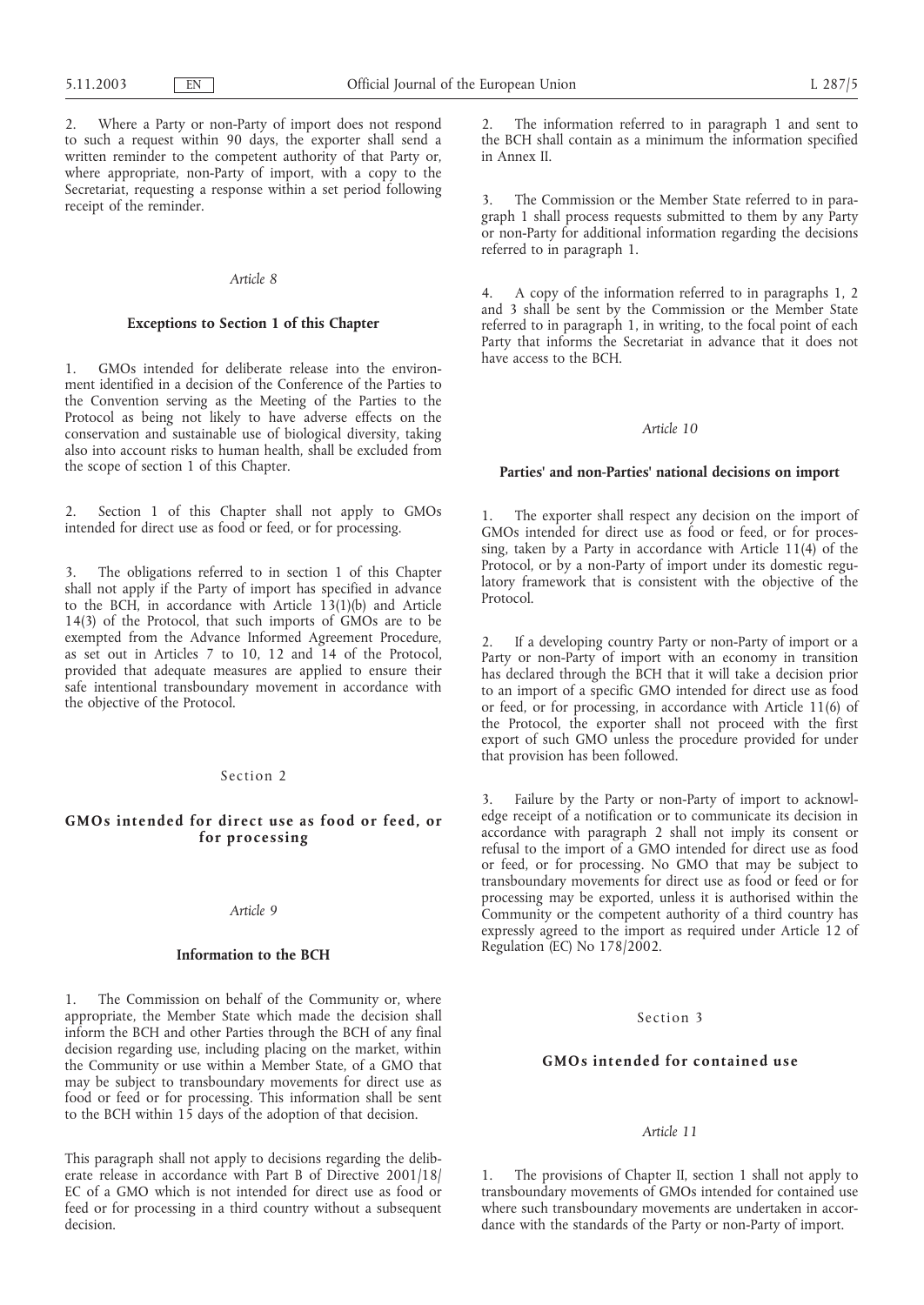2. Where a Party or non-Party of import does not respond to such a request within 90 days, the exporter shall send a written reminder to the competent authority of that Party or, where appropriate, non-Party of import, with a copy to the Secretariat, requesting a response within a set period following receipt of the reminder.

*Article 8*

**Exceptions to Section 1 of this Chapter**

1. GMOs intended for deliberate release into the environment identified in a decision of the Conference of the Parties to the Convention serving as the Meeting of the Parties to the Protocol as being not likely to have adverse effects on the conservation and sustainable use of biological diversity, taking also into account risks to human health, shall be excluded from the scope of section 1 of this Chapter.

2. Section 1 of this Chapter shall not apply to GMOs intended for direct use as food or feed, or for processing.

3. The obligations referred to in section 1 of this Chapter shall not apply if the Party of import has specified in advance to the BCH, in accordance with Article 13(1)(b) and Article 14(3) of the Protocol, that such imports of GMOs are to be exempted from the Advance Informed Agreement Procedure, as set out in Articles 7 to 10, 12 and 14 of the Protocol, provided that adequate measures are applied to ensure their safe intentional transboundary movement in accordance with the objective of the Protocol.

Section 2

## GMOs intended for direct use as food or feed, or for processing

*Article 9*

**Information to the BCH**

1. The Commission on behalf of the Community or, where appropriate, the Member State which made the decision shall inform the BCH and other Parties through the BCH of any final decision regarding use, including placing on the market, within the Community or use within a Member State, of a GMO that may be subject to transboundary movements for direct use as food or feed or for processing. This information shall be sent to the BCH within 15 days of the adoption of that decision.

This paragraph shall not apply to decisions regarding the deliberate release in accordance with Part B of Directive 2001/18/EC of a GMO which is not intended for direct use as food or feed or for processing in a third country without a subsequent decision.

2. The information referred to in paragraph 1 and sent to the BCH shall contain as a minimum the information specified in Annex II.

3. The Commission or the Member State referred to in paragraph 1 shall process requests submitted to them by any Party or non-Party for additional information regarding the decisions referred to in paragraph 1.

4. A copy of the information referred to in paragraphs 1, 2 and 3 shall be sent by the Commission or the Member State referred to in paragraph 1, in writing, to the focal point of each Party that informs the Secretariat in advance that it does not have access to the BCH.

*Article 10*

**Parties' and non-Parties' national decisions on import**

1. The exporter shall respect any decision on the import of GMOs intended for direct use as food or feed, or for processing, taken by a Party in accordance with Article 11(4) of the Protocol, or by a non-Party of import under its domestic regulatory framework that is consistent with the objective of the Protocol.

2. If a developing country Party or non-Party of import or a Party or non-Party of import with an economy in transition has declared through the BCH that it will take a decision prior to an import of a specific GMO intended for direct use as food or feed, or for processing, in accordance with Article 11(6) of the Protocol, the exporter shall not proceed with the first export of such GMO unless the procedure provided for under that provision has been followed.

3. Failure by the Party or non-Party of import to acknowledge receipt of a notification or to communicate its decision in accordance with paragraph 2 shall not imply its consent or refusal to the import of a GMO intended for direct use as food or feed, or for processing. No GMO that may be subject to transboundary movements for direct use as food or feed or for processing may be exported, unless it is authorised within the Community or the competent authority of a third country has expressly agreed to the import as required under Article 12 of Regulation (EC) No 178/2002.

Section 3

## GMOs intended for contained use

*Article 11*

1. The provisions of Chapter II, section 1 shall not apply to transboundary movements of GMOs intended for contained use where such transboundary movements are undertaken in accordance with the standards of the Party or non-Party of import.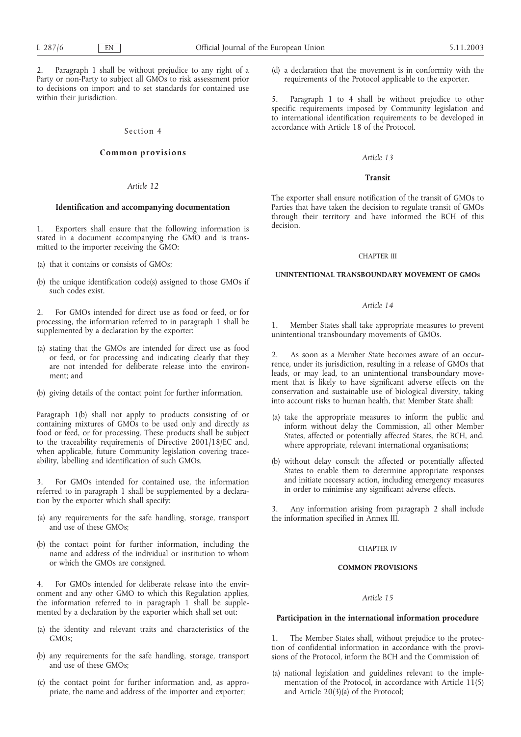2. Paragraph 1 shall be without prejudice to any right of a Party or non-Party to subject all GMOs to risk assessment prior to decisions on import and to set standards for contained use within their jurisdiction.

Section 4

**Common provisions**

*Article 12*

**Identification and accompanying documentation**

1. Exporters shall ensure that the following information is stated in a document accompanying the GMO and is transmitted to the importer receiving the GMO:

(a) that it contains or consists of GMOs;

(b) the unique identification code(s) assigned to those GMOs if such codes exist.

2. For GMOs intended for direct use as food or feed, or for processing, the information referred to in paragraph 1 shall be supplemented by a declaration by the exporter:

(a) stating that the GMOs are intended for direct use as food or feed, or for processing and indicating clearly that they are not intended for deliberate release into the environment; and

(b) giving details of the contact point for further information.

Paragraph 1(b) shall not apply to products consisting of or containing mixtures of GMOs to be used only and directly as food or feed, or for processing. These products shall be subject to the traceability requirements of Directive 2001/18/EC and, when applicable, future Community legislation covering traceability, labelling and identification of such GMOs.

3. For GMOs intended for contained use, the information referred to in paragraph 1 shall be supplemented by a declaration by the exporter which shall specify:

(a) any requirements for the safe handling, storage, transport and use of these GMOs;

(b) the contact point for further information, including the name and address of the individual or institution to whom or which the GMOs are consigned.

4. For GMOs intended for deliberate release into the environment and any other GMO to which this Regulation applies, the information referred to in paragraph 1 shall be supplemented by a declaration by the exporter which shall set out:

(a) the identity and relevant traits and characteristics of the GMOs;

(b) any requirements for the safe handling, storage, transport and use of these GMOs;

(c) the contact point for further information and, as appropriate, the name and address of the importer and exporter;

(d) a declaration that the movement is in conformity with the requirements of the Protocol applicable to the exporter.

5. Paragraph 1 to 4 shall be without prejudice to other specific requirements imposed by Community legislation and to international identification requirements to be developed in accordance with Article 18 of the Protocol.

*Article 13*

**Transit**

The exporter shall ensure notification of the transit of GMOs to Parties that have taken the decision to regulate transit of GMOs through their territory and have informed the BCH of this decision.

CHAPTER III

**UNINTENTIONAL TRANSBOUNDARY MOVEMENT OF GMOs**

*Article 14*

1. Member States shall take appropriate measures to prevent unintentional transboundary movements of GMOs.

2. As soon as a Member State becomes aware of an occurrence, under its jurisdiction, resulting in a release of GMOs that leads, or may lead, to an unintentional transboundary movement that is likely to have significant adverse effects on the conservation and sustainable use of biological diversity, taking into account risks to human health, that Member State shall:

(a) take the appropriate measures to inform the public and inform without delay the Commission, all other Member States, affected or potentially affected States, the BCH, and, where appropriate, relevant international organisations;

(b) without delay consult the affected or potentially affected States to enable them to determine appropriate responses and initiate necessary action, including emergency measures in order to minimise any significant adverse effects.

3. Any information arising from paragraph 2 shall include the information specified in Annex III.

CHAPTER IV

**COMMON PROVISIONS**

*Article 15*

**Participation in the international information procedure**

1. The Member States shall, without prejudice to the protection of confidential information in accordance with the provisions of the Protocol, inform the BCH and the Commission of:

(a) national legislation and guidelines relevant to the implementation of the Protocol, in accordance with Article 11(5) and Article 20(3)(a) of the Protocol;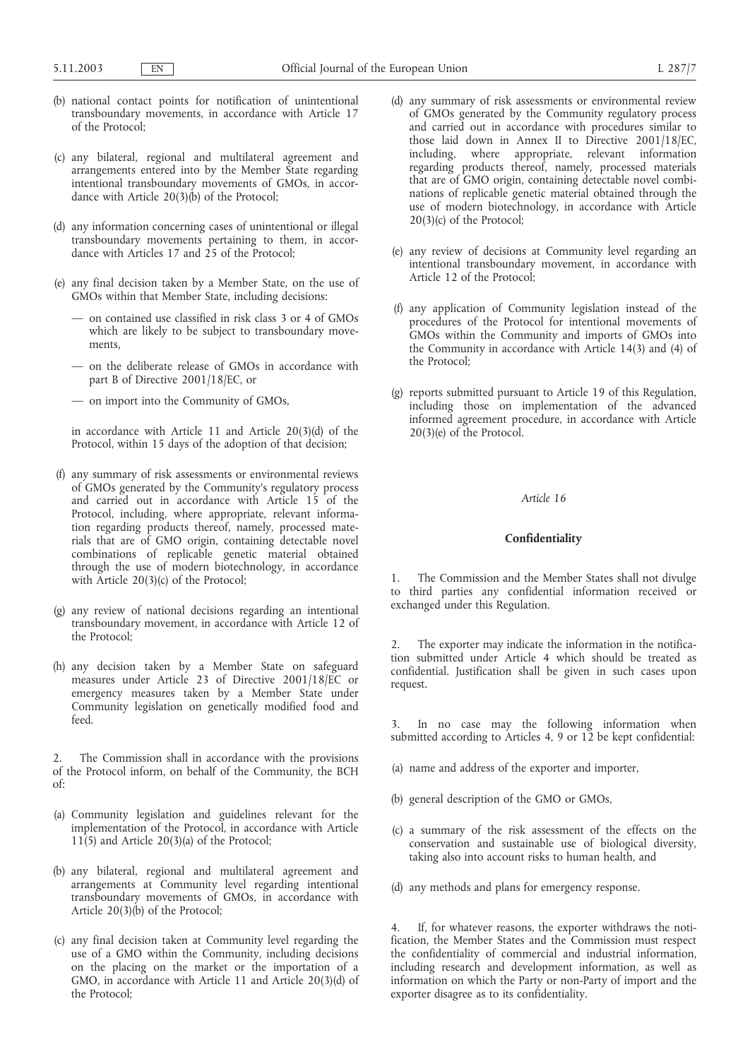(b) national contact points for notification of unintentional transboundary movements, in accordance with Article 17 of the Protocol;

(c) any bilateral, regional and multilateral agreement and arrangements entered into by the Member State regarding intentional transboundary movements of GMOs, in accordance with Article 20(3)(b) of the Protocol;

(d) any information concerning cases of unintentional or illegal transboundary movements pertaining to them, in accordance with Articles 17 and 25 of the Protocol;

(e) any final decision taken by a Member State, on the use of GMOs within that Member State, including decisions:

— on contained use classified in risk class 3 or 4 of GMOs which are likely to be subject to transboundary movements,

— on the deliberate release of GMOs in accordance with part B of Directive 2001/18/EC, or

— on import into the Community of GMOs,

in accordance with Article 11 and Article 20(3)(d) of the Protocol, within 15 days of the adoption of that decision;

(f) any summary of risk assessments or environmental reviews of GMOs generated by the Community's regulatory process and carried out in accordance with Article 15 of the Protocol, including, where appropriate, relevant information regarding products thereof, namely, processed materials that are of GMO origin, containing detectable novel combinations of replicable genetic material obtained through the use of modern biotechnology, in accordance with Article 20(3)(c) of the Protocol;

(g) any review of national decisions regarding an intentional transboundary movement, in accordance with Article 12 of the Protocol;

(h) any decision taken by a Member State on safeguard measures under Article 23 of Directive 2001/18/EC or emergency measures taken by a Member State under Community legislation on genetically modified food and feed.

2. The Commission shall in accordance with the provisions of the Protocol inform, on behalf of the Community, the BCH of:

(a) Community legislation and guidelines relevant for the implementation of the Protocol, in accordance with Article 11(5) and Article 20(3)(a) of the Protocol;

(b) any bilateral, regional and multilateral agreement and arrangements at Community level regarding intentional transboundary movements of GMOs, in accordance with Article 20(3)(b) of the Protocol;

(c) any final decision taken at Community level regarding the use of a GMO within the Community, including decisions on the placing on the market or the importation of a GMO, in accordance with Article 11 and Article 20(3)(d) of the Protocol;

(d) any summary of risk assessments or environmental review of GMOs generated by the Community regulatory process and carried out in accordance with procedures similar to those laid down in Annex II to Directive 2001/18/EC, including, where appropriate, relevant information regarding products thereof, namely, processed materials that are of GMO origin, containing detectable novel combinations of replicable genetic material obtained through the use of modern biotechnology, in accordance with Article 20(3)(c) of the Protocol;

(e) any review of decisions at Community level regarding an intentional transboundary movement, in accordance with Article 12 of the Protocol;

(f) any application of Community legislation instead of the procedures of the Protocol for intentional movements of GMOs within the Community and imports of GMOs into the Community in accordance with Article 14(3) and (4) of the Protocol;

(g) reports submitted pursuant to Article 19 of this Regulation, including those on implementation of the advanced informed agreement procedure, in accordance with Article 20(3)(e) of the Protocol.

*Article 16*

**Confidentiality**

1. The Commission and the Member States shall not divulge to third parties any confidential information received or exchanged under this Regulation.

2. The exporter may indicate the information in the notification submitted under Article 4 which should be treated as confidential. Justification shall be given in such cases upon request.

3. In no case may the following information when submitted according to Articles 4, 9 or 12 be kept confidential:

(a) name and address of the exporter and importer,

(b) general description of the GMO or GMOs,

(c) a summary of the risk assessment of the effects on the conservation and sustainable use of biological diversity, taking also into account risks to human health, and

(d) any methods and plans for emergency response.

4. If, for whatever reasons, the exporter withdraws the notification, the Member States and the Commission must respect the confidentiality of commercial and industrial information, including research and development information, as well as information on which the Party or non-Party of import and the exporter disagree as to its confidentiality.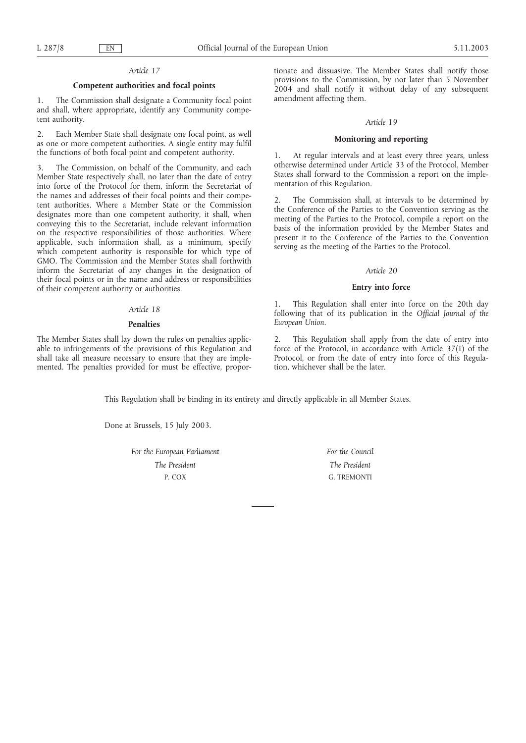*Article 17*

**Competent authorities and focal points**

1. The Commission shall designate a Community focal point and shall, where appropriate, identify any Community competent authority.

2. Each Member State shall designate one focal point, as well as one or more competent authorities. A single entity may fulfil the functions of both focal point and competent authority.

3. The Commission, on behalf of the Community, and each Member State respectively shall, no later than the date of entry into force of the Protocol for them, inform the Secretariat of the names and addresses of their focal points and their competent authorities. Where a Member State or the Commission designates more than one competent authority, it shall, when conveying this to the Secretariat, include relevant information on the respective responsibilities of those authorities. Where applicable, such information shall, as a minimum, specify which competent authority is responsible for which type of GMO. The Commission and the Member States shall forthwith inform the Secretariat of any changes in the designation of their focal points or in the name and address or responsibilities of their competent authority or authorities.

*Article 18*

**Penalties**

The Member States shall lay down the rules on penalties applicable to infringements of the provisions of this Regulation and shall take all measure necessary to ensure that they are implemented. The penalties provided for must be effective, proportionate and dissuasive. The Member States shall notify those provisions to the Commission, by not later than 5 November 2004 and shall notify it without delay of any subsequent amendment affecting them.

*Article 19*

**Monitoring and reporting**

1. At regular intervals and at least every three years, unless otherwise determined under Article 33 of the Protocol, Member States shall forward to the Commission a report on the implementation of this Regulation.

2. The Commission shall, at intervals to be determined by the Conference of the Parties to the Convention serving as the meeting of the Parties to the Protocol, compile a report on the basis of the information provided by the Member States and present it to the Conference of the Parties to the Convention serving as the meeting of the Parties to the Protocol.

*Article 20*

**Entry into force**

1. This Regulation shall enter into force on the 20th day following that of its publication in the *Official Journal of the European Union*.

2. This Regulation shall apply from the date of entry into force of the Protocol, in accordance with Article 37(1) of the Protocol, or from the date of entry into force of this Regulation, whichever shall be the later.

This Regulation shall be binding in its entirety and directly applicable in all Member States.

Done at Brussels, 15 July 2003.

*For the European Parliament*
*The President*
P. COX

*For the Council*
*The President*
G. TREMONTI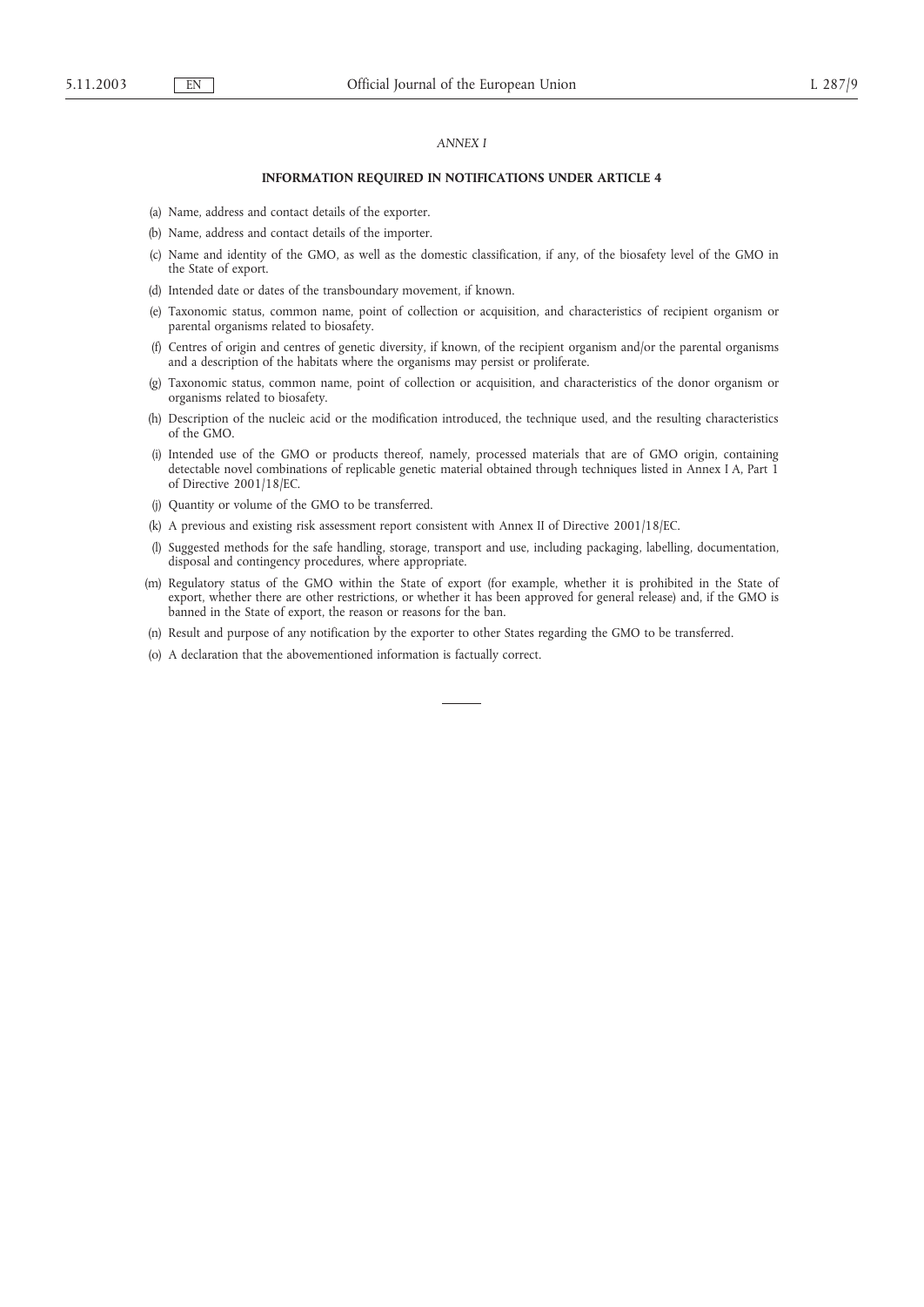*ANNEX I*

**INFORMATION REQUIRED IN NOTIFICATIONS UNDER ARTICLE 4**

(a) Name, address and contact details of the exporter.

(b) Name, address and contact details of the importer.

(c) Name and identity of the GMO, as well as the domestic classification, if any, of the biosafety level of the GMO in the State of export.

(d) Intended date or dates of the transboundary movement, if known.

(e) Taxonomic status, common name, point of collection or acquisition, and characteristics of recipient organism or parental organisms related to biosafety.

(f) Centres of origin and centres of genetic diversity, if known, of the recipient organism and/or the parental organisms and a description of the habitats where the organisms may persist or proliferate.

(g) Taxonomic status, common name, point of collection or acquisition, and characteristics of the donor organism or organisms related to biosafety.

(h) Description of the nucleic acid or the modification introduced, the technique used, and the resulting characteristics of the GMO.

(i) Intended use of the GMO or products thereof, namely, processed materials that are of GMO origin, containing detectable novel combinations of replicable genetic material obtained through techniques listed in Annex I A, Part 1 of Directive 2001/18/EC.

(j) Quantity or volume of the GMO to be transferred.

(k) A previous and existing risk assessment report consistent with Annex II of Directive 2001/18/EC.

(l) Suggested methods for the safe handling, storage, transport and use, including packaging, labelling, documentation, disposal and contingency procedures, where appropriate.

(m) Regulatory status of the GMO within the State of export (for example, whether it is prohibited in the State of export, whether there are other restrictions, or whether it has been approved for general release) and, if the GMO is banned in the State of export, the reason or reasons for the ban.

(n) Result and purpose of any notification by the exporter to other States regarding the GMO to be transferred.

(o) A declaration that the abovementioned information is factually correct.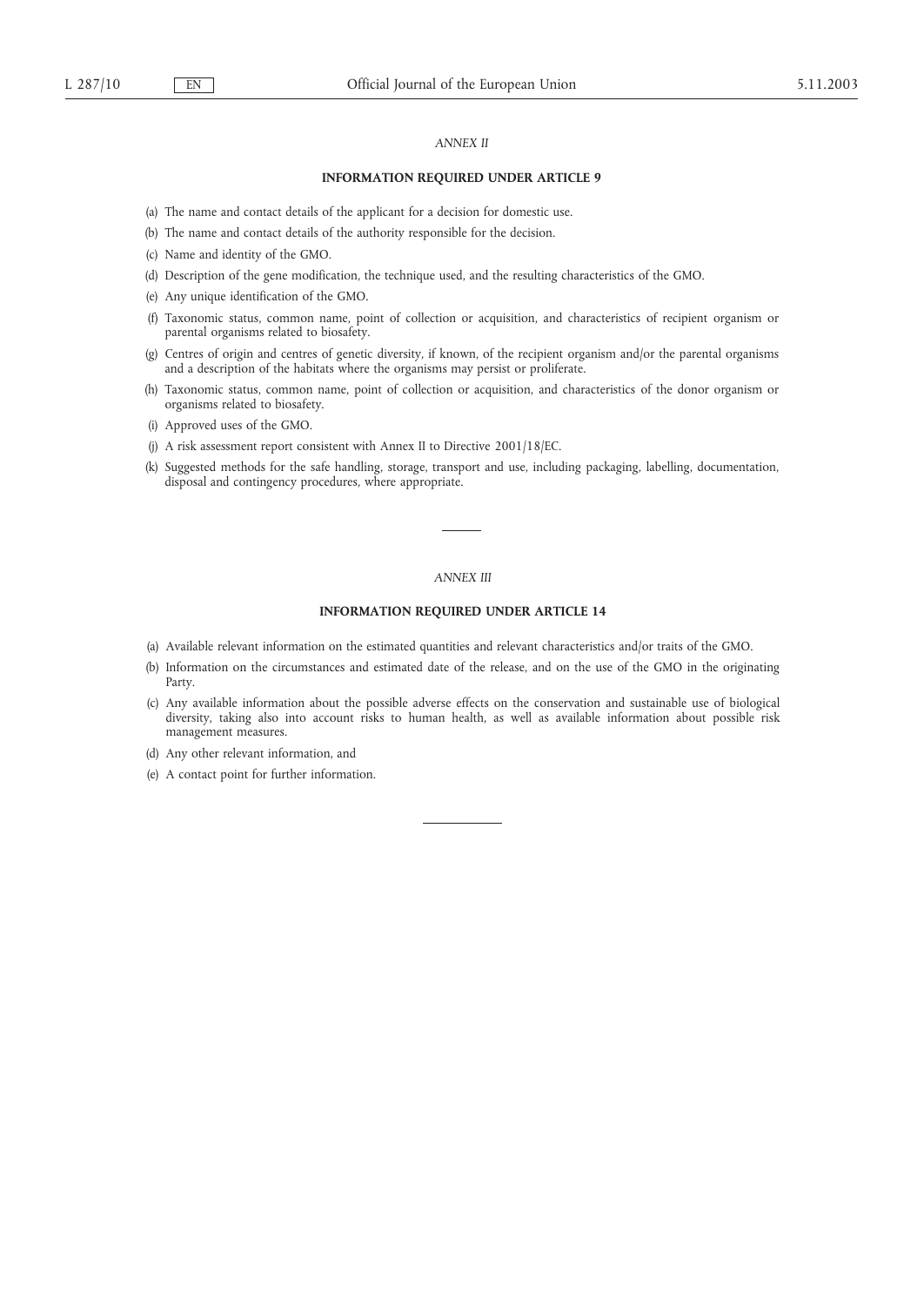*ANNEX II*

**INFORMATION REQUIRED UNDER ARTICLE 9**

(a) The name and contact details of the applicant for a decision for domestic use.

(b) The name and contact details of the authority responsible for the decision.

(c) Name and identity of the GMO.

(d) Description of the gene modification, the technique used, and the resulting characteristics of the GMO.

(e) Any unique identification of the GMO.

(f) Taxonomic status, common name, point of collection or acquisition, and characteristics of recipient organism or parental organisms related to biosafety.

(g) Centres of origin and centres of genetic diversity, if known, of the recipient organism and/or the parental organisms and a description of the habitats where the organisms may persist or proliferate.

(h) Taxonomic status, common name, point of collection or acquisition, and characteristics of the donor organism or organisms related to biosafety.

(i) Approved uses of the GMO.

(j) A risk assessment report consistent with Annex II to Directive 2001/18/EC.

(k) Suggested methods for the safe handling, storage, transport and use, including packaging, labelling, documentation, disposal and contingency procedures, where appropriate.

---

*ANNEX III*

**INFORMATION REQUIRED UNDER ARTICLE 14**

(a) Available relevant information on the estimated quantities and relevant characteristics and/or traits of the GMO.

(b) Information on the circumstances and estimated date of the release, and on the use of the GMO in the originating Party.

(c) Any available information about the possible adverse effects on the conservation and sustainable use of biological diversity, taking also into account risks to human health, as well as available information about possible risk management measures.

(d) Any other relevant information, and

(e) A contact point for further information.